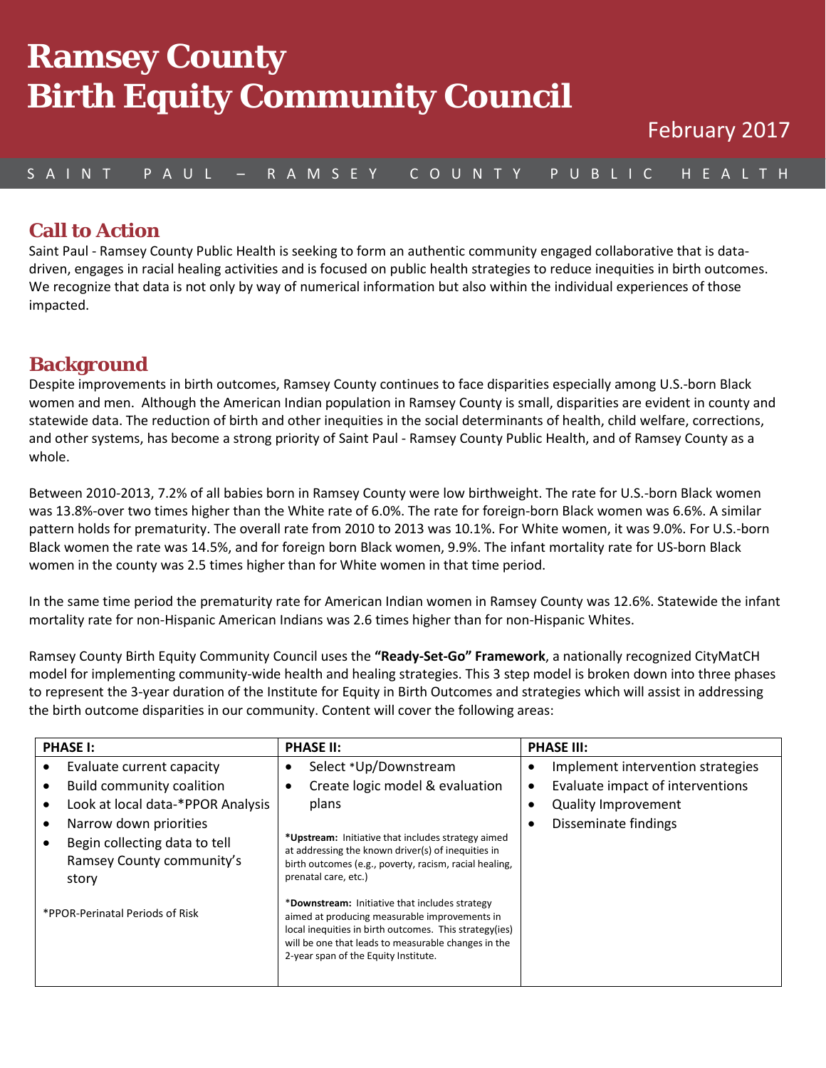# Ramsey County Birth Equity Community Council

February 2017

SAINT PAUL – RAMSEY COUNTY PUBLIC HEALTH

## Call to Action

Saint Paul - Ramsey County Public Health is seeking to form an authentic community engaged collaborative that is data-driven, engages in racial healing activities and is focused on public health strategies to reduce inequities in birth outcomes. We recognize that data is not only by way of numerical information but also within the individual experiences of those impacted.

## Background

Despite improvements in birth outcomes, Ramsey County continues to face disparities especially among U.S.-born Black women and men. Although the American Indian population in Ramsey County is small, disparities are evident in county and statewide data. The reduction of birth and other inequities in the social determinants of health, child welfare, corrections, and other systems, has become a strong priority of Saint Paul - Ramsey County Public Health, and of Ramsey County as a whole.

Between 2010-2013, 7.2% of all babies born in Ramsey County were low birthweight. The rate for U.S.-born Black women was 13.8%-over two times higher than the White rate of 6.0%. The rate for foreign-born Black women was 6.6%. A similar pattern holds for prematurity. The overall rate from 2010 to 2013 was 10.1%. For White women, it was 9.0%. For U.S.-born Black women the rate was 14.5%, and for foreign born Black women, 9.9%. The infant mortality rate for US-born Black women in the county was 2.5 times higher than for White women in that time period.

In the same time period the prematurity rate for American Indian women in Ramsey County was 12.6%. Statewide the infant mortality rate for non-Hispanic American Indians was 2.6 times higher than for non-Hispanic Whites.

Ramsey County Birth Equity Community Council uses the **"Ready-Set-Go" Framework**, a nationally recognized CityMatCH model for implementing community-wide health and healing strategies. This 3 step model is broken down into three phases to represent the 3-year duration of the Institute for Equity in Birth Outcomes and strategies which will assist in addressing the birth outcome disparities in our community. Content will cover the following areas:

| PHASE I: | PHASE II: | PHASE III: |
|---|---|---|
| • Evaluate current capacity<br>• Build community coalition<br>• Look at local data-*PPOR Analysis<br>• Narrow down priorities<br>• Begin collecting data to tell Ramsey County community's story<br><br>*PPOR-Perinatal Periods of Risk | • Select *Up/Downstream<br>• Create logic model & evaluation plans<br><br>***Upstream:** Initiative that includes strategy aimed at addressing the known driver(s) of inequities in birth outcomes (e.g., poverty, racism, racial healing, prenatal care, etc.)<br><br>***Downstream:** Initiative that includes strategy aimed at producing measurable improvements in local inequities in birth outcomes. This strategy(ies) will be one that leads to measurable changes in the 2-year span of the Equity Institute. | • Implement intervention strategies<br>• Evaluate impact of interventions<br>• Quality Improvement<br>• Disseminate findings |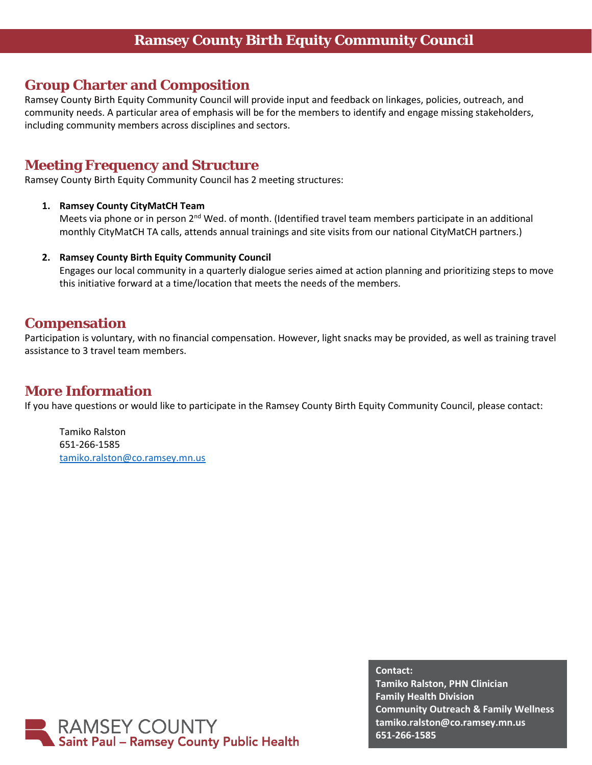# Ramsey County Birth Equity Community Council

## Group Charter and Composition

Ramsey County Birth Equity Community Council will provide input and feedback on linkages, policies, outreach, and community needs. A particular area of emphasis will be for the members to identify and engage missing stakeholders, including community members across disciplines and sectors.

## Meeting Frequency and Structure

Ramsey County Birth Equity Community Council has 2 meeting structures:

1. **Ramsey County CityMatCH Team**
   Meets via phone or in person 2nd Wed. of month. (Identified travel team members participate in an additional monthly CityMatCH TA calls, attends annual trainings and site visits from our national CityMatCH partners.)

2. **Ramsey County Birth Equity Community Council**
   Engages our local community in a quarterly dialogue series aimed at action planning and prioritizing steps to move this initiative forward at a time/location that meets the needs of the members.

## Compensation

Participation is voluntary, with no financial compensation. However, light snacks may be provided, as well as training travel assistance to 3 travel team members.

## More Information

If you have questions or would like to participate in the Ramsey County Birth Equity Community Council, please contact:

Tamiko Ralston
651-266-1585
tamiko.ralston@co.ramsey.mn.us

RAMSEY COUNTY
Saint Paul – Ramsey County Public Health

**Contact:**
**Tamiko Ralston, PHN Clinician**
**Family Health Division**
**Community Outreach & Family Wellness**
**tamiko.ralston@co.ramsey.mn.us**
**651-266-1585**